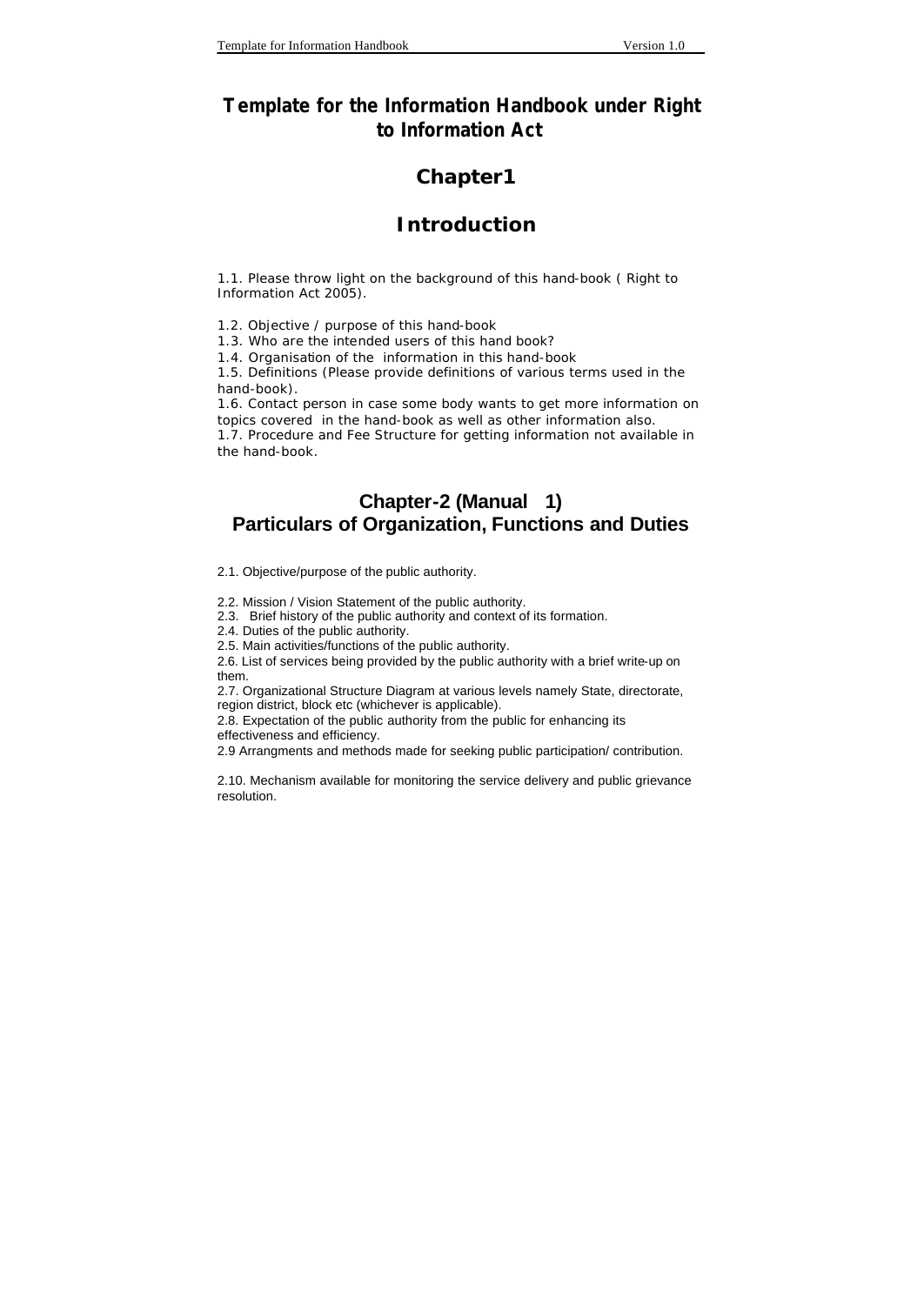# Template for the Information Handbook under Right to Information Act

## Chapter1

## Introduction

1.1. Please throw light on the background of this hand-book ( Right to Information Act 2005).

1.2. Objective / purpose of this hand-book
1.3. Who are the intended users of this hand book?
1.4. Organisation of the information in this hand-book
1.5. Definitions (Please provide definitions of various terms used in the hand-book).
1.6. Contact person in case some body wants to get more information on topics covered in the hand-book as well as other information also.
1.7. Procedure and Fee Structure for getting information not available in the hand-book.

## Chapter-2 (Manual 1)
## Particulars of Organization, Functions and Duties

2.1. Objective/purpose of the public authority.

2.2. Mission / Vision Statement of the public authority.
2.3. Brief history of the public authority and context of its formation.
2.4. Duties of the public authority.
2.5. Main activities/functions of the public authority.
2.6. List of services being provided by the public authority with a brief write-up on them.
2.7. Organizational Structure Diagram at various levels namely State, directorate, region district, block etc (whichever is applicable).
2.8. Expectation of the public authority from the public for enhancing its effectiveness and efficiency.
2.9 Arrangments and methods made for seeking public participation/ contribution.

2.10. Mechanism available for monitoring the service delivery and public grievance resolution.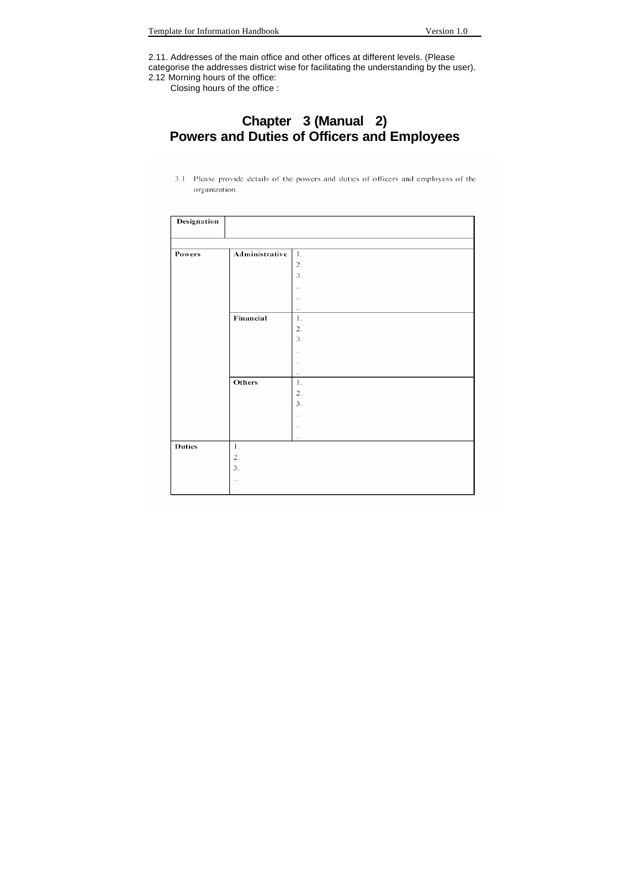2.11. Addresses of the main office and other offices at different levels. (Please categorise the addresses district wise for facilitating the understanding by the user).

2.12 Morning hours of the office:

Closing hours of the office :

# Chapter 3 (Manual 2)
# Powers and Duties of Officers and Employees

3.1 Please provide details of the powers and duties of officers and employess of the organization.

| Designation | | |
|---|---|---|
| | | |
| Powers | Administrative | 1.<br>2.<br>3.<br>..<br>..<br>.. |
| | Financial | 1.<br>2.<br>3.<br>..<br>..<br>.. |
| | Others | 1.<br>2.<br>3.<br>..<br>..<br>.. |
| Duties | 1.<br>2.<br>3.<br>..<br>.. | |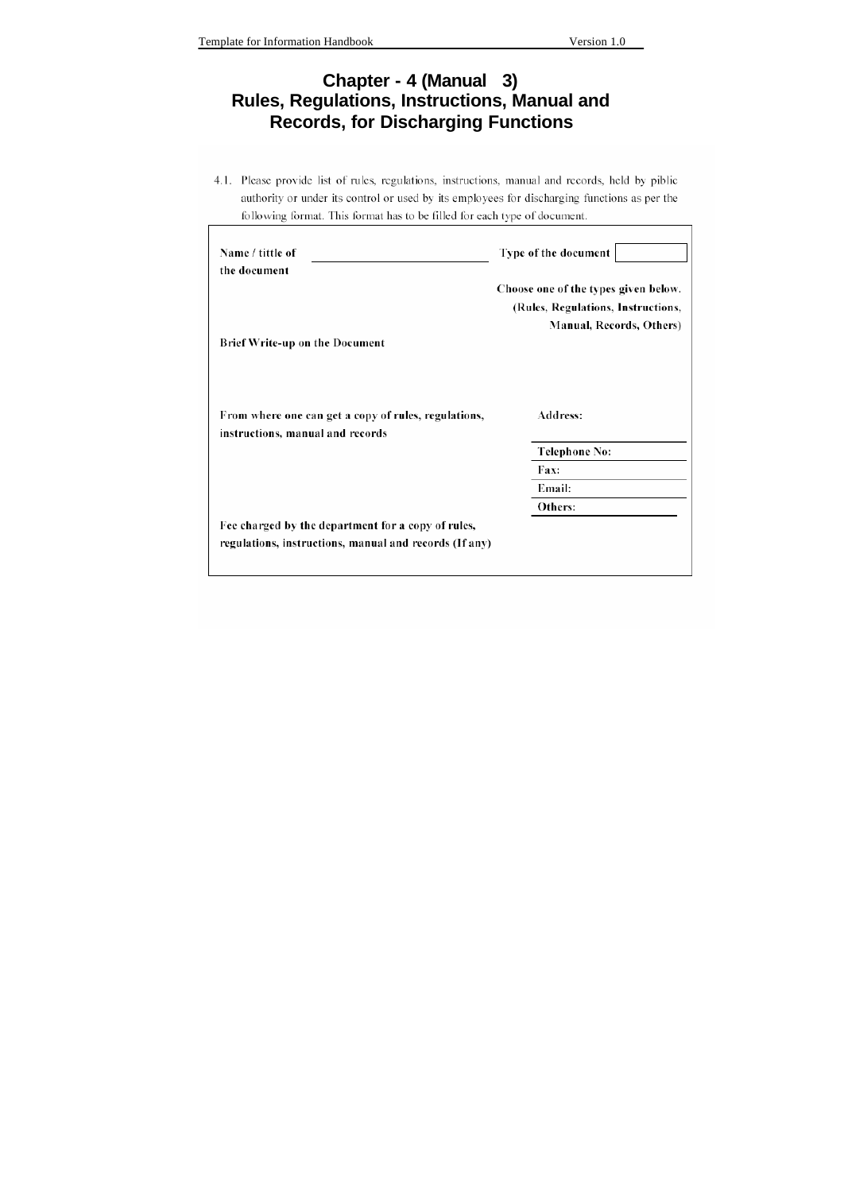# Chapter - 4 (Manual 3)
# Rules, Regulations, Instructions, Manual and Records, for Discharging Functions

4.1. Please provide list of rules, regulations, instructions, manual and records, held by piblic authority or under its control or used by its employees for discharging functions as per the following format. This format has to be filled for each type of document.

| | |
|---|---|
| **Name / tittle of the document** ____________ | **Type of the document** [ ] |
| | Choose one of the types given below. (Rules, Regulations, Instructions, Manual, Records, Others) |
| **Brief Write-up on the Document** | |
| **From where one can get a copy of rules, regulations, instructions, manual and records** | **Address:** |
| | **Telephone No:** |
| | **Fax:** |
| | **Email:** |
| | **Others:** |
| **Fee charged by the department for a copy of rules, regulations, instructions, manual and records (If any)** | |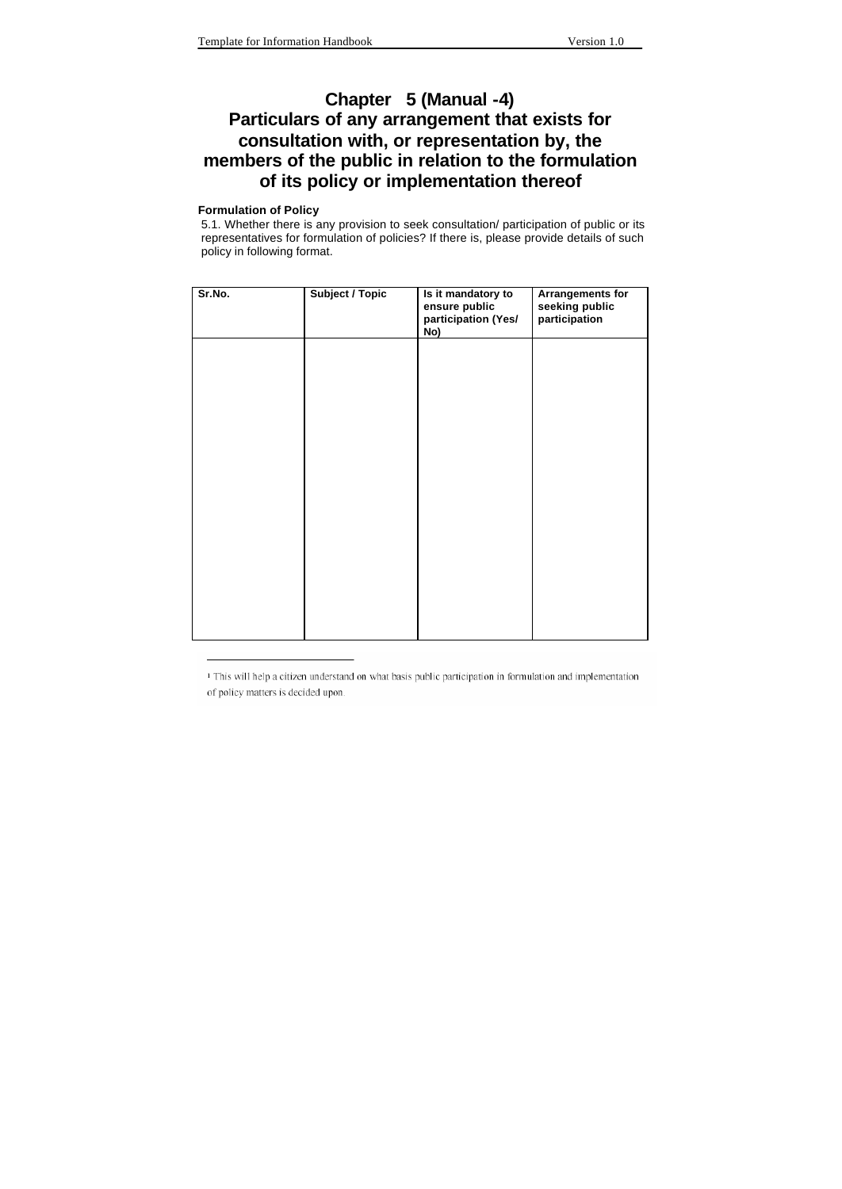# Chapter 5 (Manual -4)
# Particulars of any arrangement that exists for consultation with, or representation by, the members of the public in relation to the formulation of its policy or implementation thereof

**Formulation of Policy**

5.1. Whether there is any provision to seek consultation/ participation of public or its representatives for formulation of policies? If there is, please provide details of such policy in following format.

| Sr.No. | Subject / Topic | Is it mandatory to ensure public participation (Yes/ No) | Arrangements for seeking public participation |
|---|---|---|---|
| | | | |

---

[1] This will help a citizen understand on what basis public participation in formulation and implementation of policy matters is decided upon.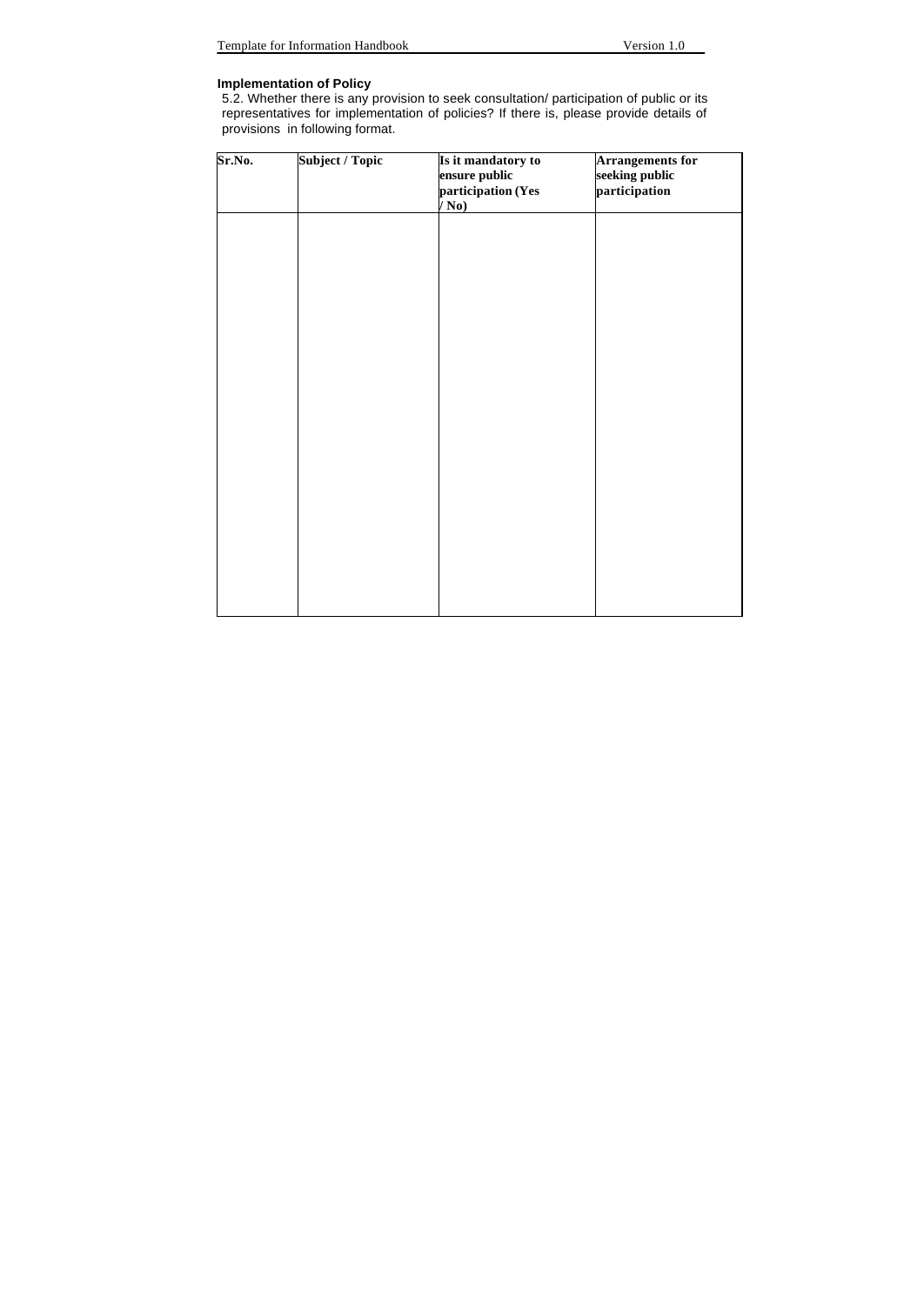### Implementation of Policy

5.2. Whether there is any provision to seek consultation/ participation of public or its representatives for implementation of policies? If there is, please provide details of provisions in following format.

| Sr.No. | Subject / Topic | Is it mandatory to ensure public participation (Yes / No) | Arrangements for seeking public participation |
|---|---|---|---|
| | | | |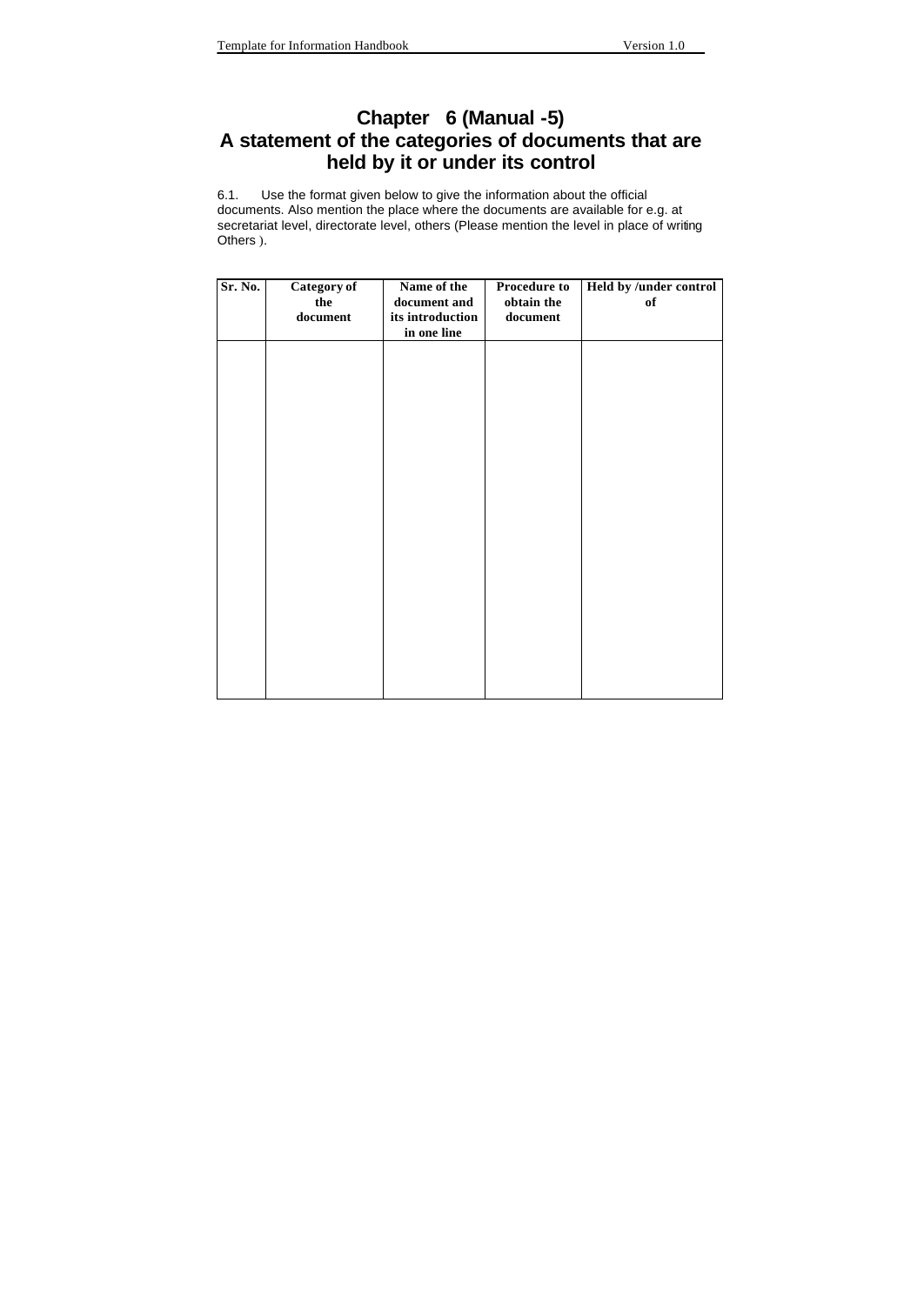# Chapter 6 (Manual -5)
# A statement of the categories of documents that are held by it or under its control

6.1. Use the format given below to give the information about the official documents. Also mention the place where the documents are available for e.g. at secretariat level, directorate level, others (Please mention the level in place of writing Others ).

| Sr. No. | Category of the document | Name of the document and its introduction in one line | Procedure to obtain the document | Held by /under control of |
|---|---|---|---|---|
| | | | | |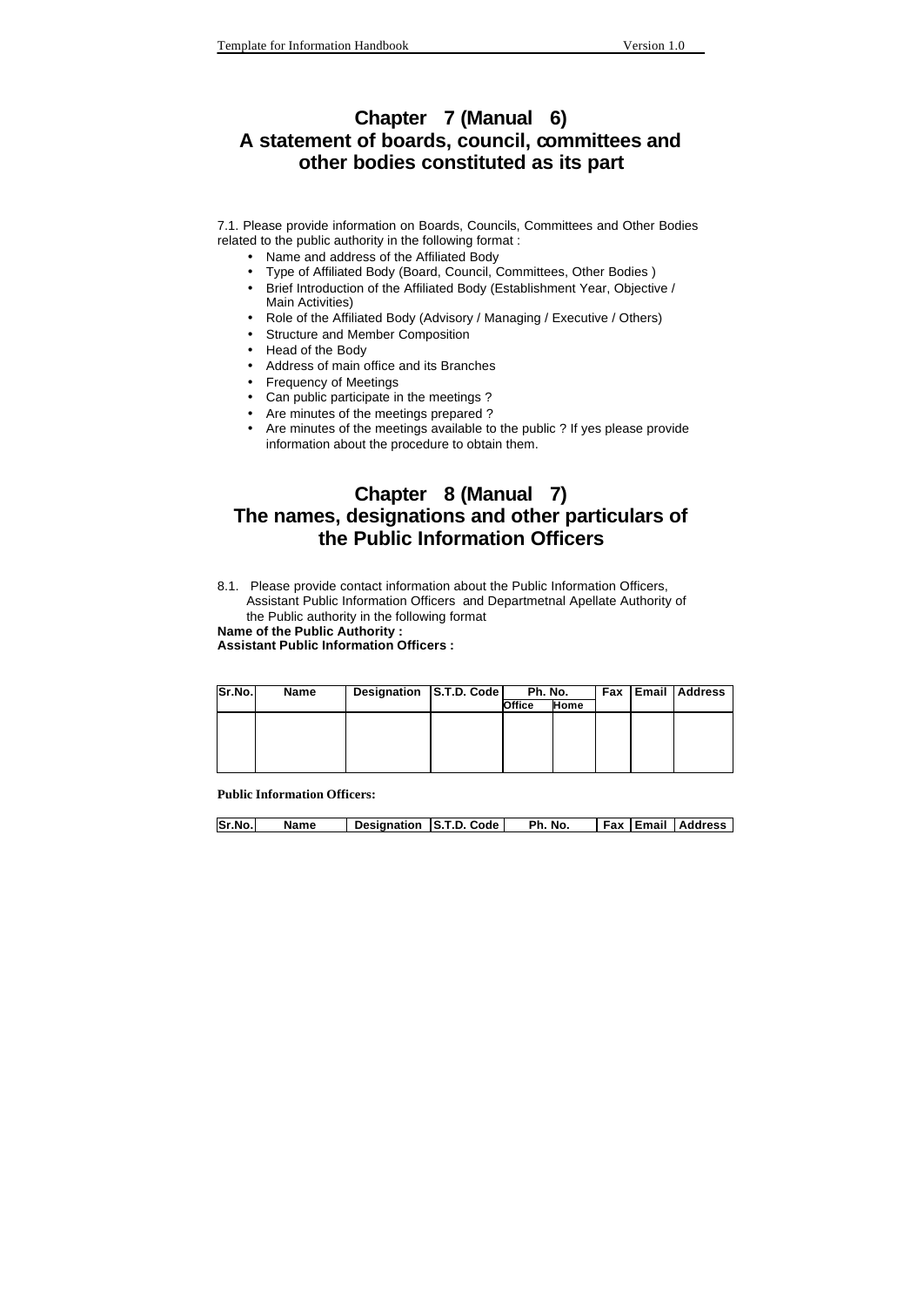# Chapter 7 (Manual 6)
# A statement of boards, council, committees and other bodies constituted as its part

7.1. Please provide information on Boards, Councils, Committees and Other Bodies related to the public authority in the following format :

- Name and address of the Affiliated Body
- Type of Affiliated Body (Board, Council, Committees, Other Bodies )
- Brief Introduction of the Affiliated Body (Establishment Year, Objective / Main Activities)
- Role of the Affiliated Body (Advisory / Managing / Executive / Others)
- Structure and Member Composition
- Head of the Body
- Address of main office and its Branches
- Frequency of Meetings
- Can public participate in the meetings ?
- Are minutes of the meetings prepared ?
- Are minutes of the meetings available to the public ? If yes please provide information about the procedure to obtain them.

# Chapter 8 (Manual 7)
# The names, designations and other particulars of the Public Information Officers

8.1. Please provide contact information about the Public Information Officers, Assistant Public Information Officers and Departmetnal Apellate Authority of the Public authority in the following format

**Name of the Public Authority :**
**Assistant Public Information Officers :**

| Sr.No. | Name | Designation | S.T.D. Code | Ph. No. | | Fax | Email | Address |
|---|---|---|---|---|---|---|---|---|
| | | | | Office | Home | | | |
| | | | | | | | | |

**Public Information Officers:**

| Sr.No. | Name | Designation | S.T.D. Code | Ph. No. | Fax | Email | Address |
|---|---|---|---|---|---|---|---|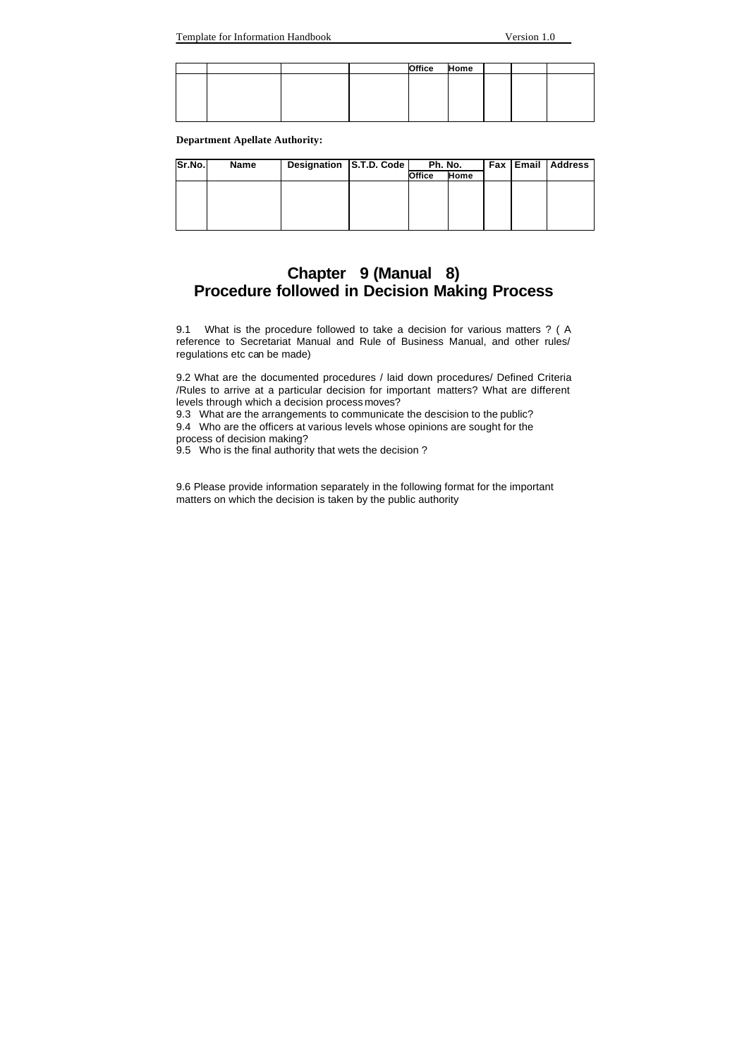| | | | | Office | Home | | | |
|---|---|---|---|---|---|---|---|---|
| | | | | | | | | |

**Department Apellate Authority:**

| Sr.No. | Name | Designation | S.T.D. Code | Ph. No. | | Fax | Email | Address |
|---|---|---|---|---|---|---|---|---|
| | | | | Office | Home | | | |
| | | | | | | | | |

# Chapter 9 (Manual 8)
# Procedure followed in Decision Making Process

9.1 What is the procedure followed to take a decision for various matters ? ( A reference to Secretariat Manual and Rule of Business Manual, and other rules/ regulations etc can be made)

9.2 What are the documented procedures / laid down procedures/ Defined Criteria /Rules to arrive at a particular decision for important matters? What are different levels through which a decision process moves?

9.3 What are the arrangements to communicate the descision to the public?

9.4 Who are the officers at various levels whose opinions are sought for the process of decision making?

9.5 Who is the final authority that wets the decision ?

9.6 Please provide information separately in the following format for the important matters on which the decision is taken by the public authority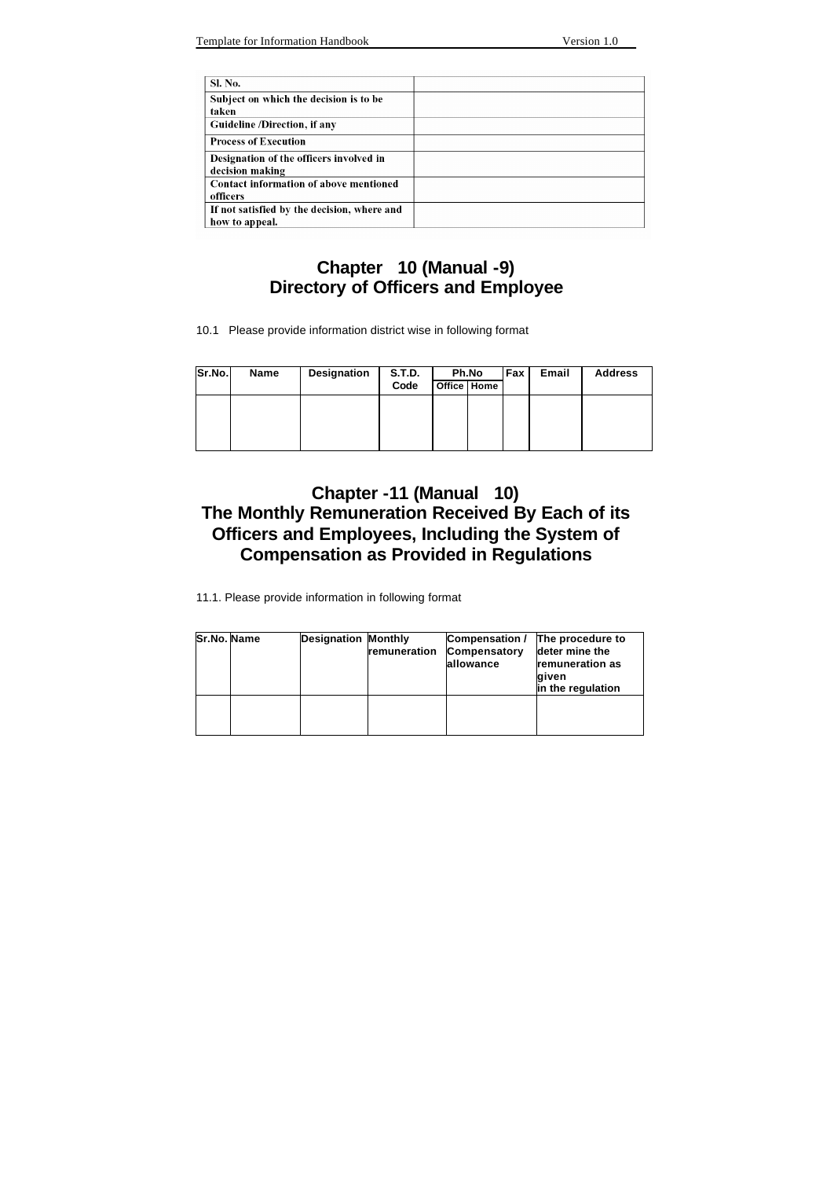| Sl. No. | |
|---|---|
| Subject on which the decision is to be taken | |
| Guideline /Direction, if any | |
| Process of Execution | |
| Designation of the officers involved in decision making | |
| Contact information of above mentioned officers | |
| If not satisfied by the decision, where and how to appeal. | |

## Chapter 10 (Manual -9)
## Directory of Officers and Employee

10.1 Please provide information district wise in following format

| Sr.No. | Name | Designation | S.T.D. Code | Ph.No | | Fax | Email | Address |
|---|---|---|---|---|---|---|---|---|
| | | | | Office | Home | | | |
| | | | | | | | | |

## Chapter -11 (Manual 10)
## The Monthly Remuneration Received By Each of its Officers and Employees, Including the System of Compensation as Provided in Regulations

11.1. Please provide information in following format

| Sr.No. | Name | Designation | Monthly remuneration | Compensation / Compensatory allowance | The procedure to deter mine the remuneration as given in the regulation |
|---|---|---|---|---|---|
| | | | | | |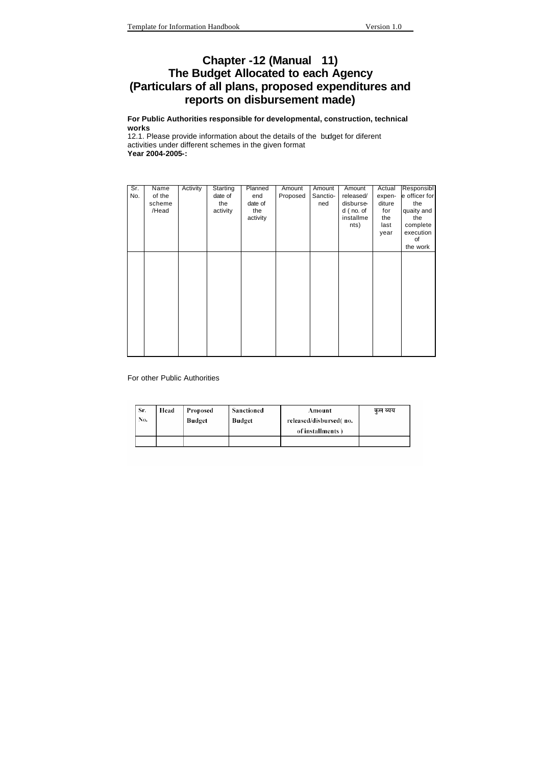# Chapter -12 (Manual 11)
# The Budget Allocated to each Agency
# (Particulars of all plans, proposed expenditures and reports on disbursement made)

**For Public Authorities responsible for developmental, construction, technical works**

12.1. Please provide information about the details of the budget for diferent activities under different schemes in the given format

**Year 2004-2005-:**

| Sr. No. | Name of the scheme /Head | Activity | Starting date of the activity | Planned end date of the activity | Amount Proposed | Amount Sanctio-ned | Amount released/ disburse-d ( no. of installme nts) | Actual expen-diture for the last year | Responsible officer for the quaity and the complete execution of the work |
|---|---|---|---|---|---|---|---|---|---|
| | | | | | | | | | |

For other Public Authorities

| Sr. No. | Head | Proposed Budget | Sanctioned Budget | Amount released/disbursed( no. of installments ) | कुल व्यय |
|---|---|---|---|---|---|
| | | | | | |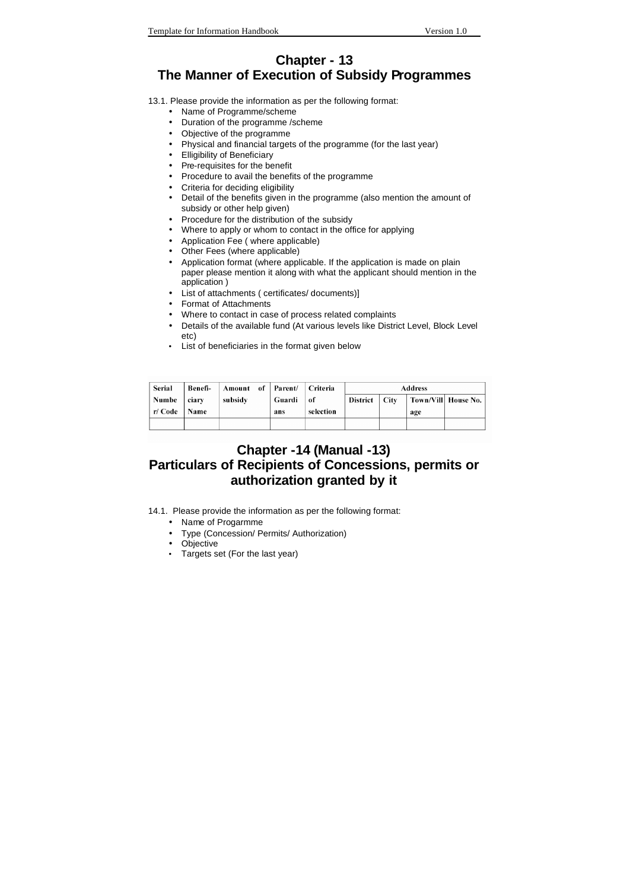# Chapter - 13
# The Manner of Execution of Subsidy Programmes

13.1. Please provide the information as per the following format:

- Name of Programme/scheme
- Duration of the programme /scheme
- Objective of the programme
- Physical and financial targets of the programme (for the last year)
- Elligibility of Beneficiary
- Pre-requisites for the benefit
- Procedure to avail the benefits of the programme
- Criteria for deciding eligibility
- Detail of the benefits given in the programme (also mention the amount of subsidy or other help given)
- Procedure for the distribution of the subsidy
- Where to apply or whom to contact in the office for applying
- Application Fee ( where applicable)
- Other Fees (where applicable)
- Application format (where applicable. If the application is made on plain paper please mention it along with what the applicant should mention in the application )
- List of attachments ( certificates/ documents)]
- Format of Attachments
- Where to contact in case of process related complaints
- Details of the available fund (At various levels like District Level, Block Level etc)
- List of beneficiaries in the format given below

| Serial Number/ Code | Beneficiary Name | Amount of subsidy | Parent/ Guardians | Criteria of selection | Address | | | |
|---|---|---|---|---|---|---|---|---|
| | | | | | District | City | Town/Village | House No. |
| | | | | | | | | |

# Chapter -14 (Manual -13)
# Particulars of Recipients of Concessions, permits or authorization granted by it

14.1. Please provide the information as per the following format:

- Name of Progarmme
- Type (Concession/ Permits/ Authorization)
- Objective
- Targets set (For the last year)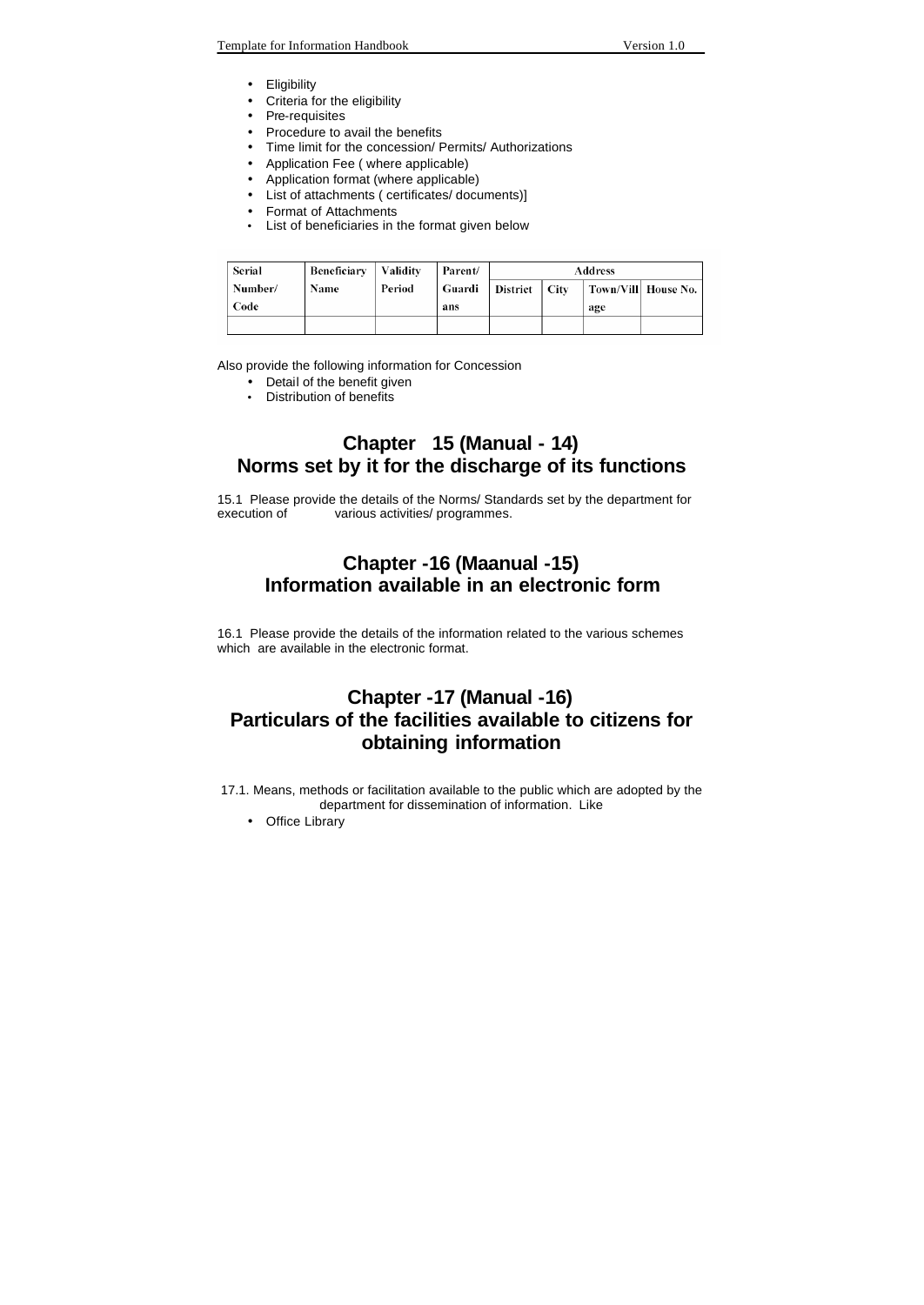- Eligibility
- Criteria for the eligibility
- Pre-requisites
- Procedure to avail the benefits
- Time limit for the concession/ Permits/ Authorizations
- Application Fee ( where applicable)
- Application format (where applicable)
- List of attachments ( certificates/ documents)]
- Format of Attachments
- List of beneficiaries in the format given below

| Serial Number/ Code | Beneficiary Name | Validity Period | Parent/ Guardians | Address | | | |
|---|---|---|---|---|---|---|---|
| | | | | District | City | Town/Village | House No. |
| | | | | | | | |

Also provide the following information for Concession

- Detail of the benefit given
- Distribution of benefits

## Chapter 15 (Manual - 14)
## Norms set by it for the discharge of its functions

15.1 Please provide the details of the Norms/ Standards set by the department for execution of various activities/ programmes.

## Chapter -16 (Maanual -15)
## Information available in an electronic form

16.1 Please provide the details of the information related to the various schemes which are available in the electronic format.

## Chapter -17 (Manual -16)
## Particulars of the facilities available to citizens for obtaining information

17.1. Means, methods or facilitation available to the public which are adopted by the department for dissemination of information. Like

- Office Library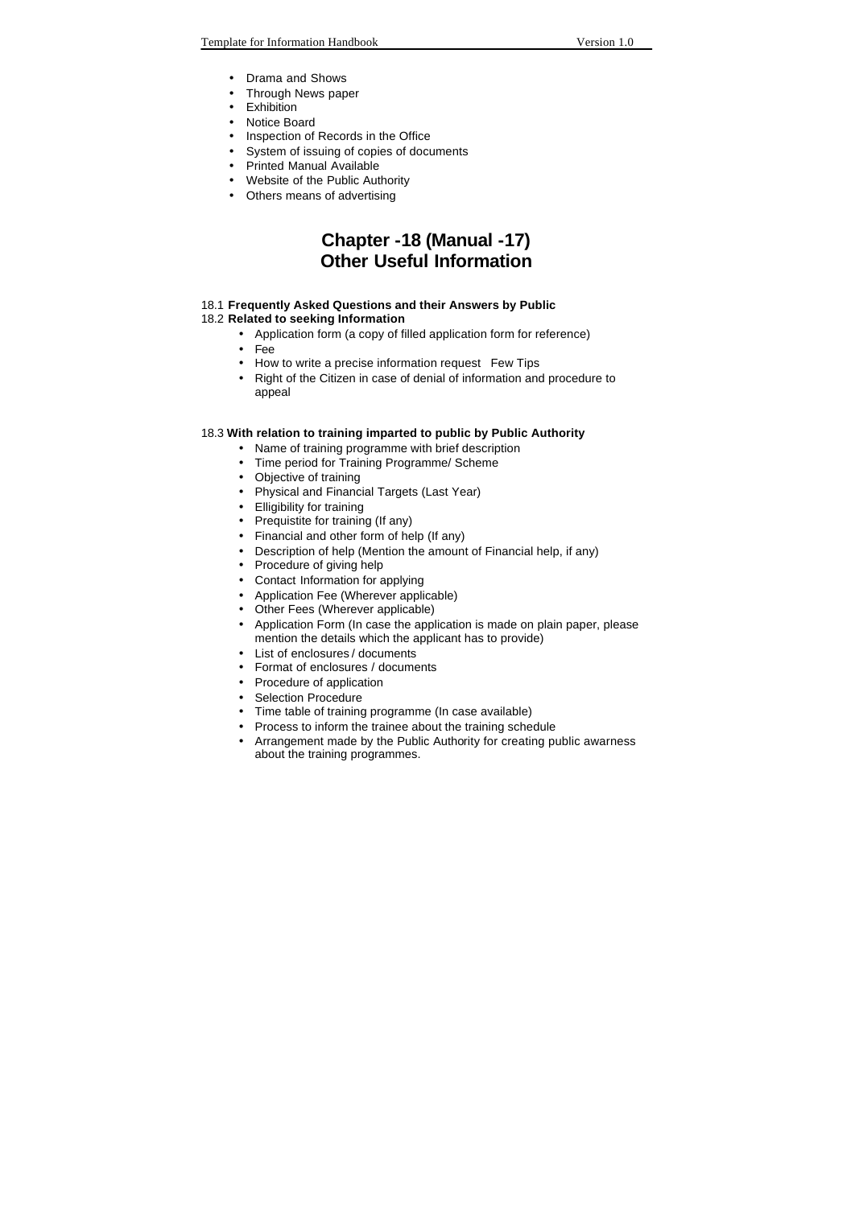- Drama and Shows
- Through News paper
- Exhibition
- Notice Board
- Inspection of Records in the Office
- System of issuing of copies of documents
- Printed Manual Available
- Website of the Public Authority
- Others means of advertising

# Chapter -18 (Manual -17) Other Useful Information

18.1 **Frequently Asked Questions and their Answers by Public**

18.2 **Related to seeking Information**

- Application form (a copy of filled application form for reference)
- Fee
- How to write a precise information request Few Tips
- Right of the Citizen in case of denial of information and procedure to appeal

18.3 **With relation to training imparted to public by Public Authority**

- Name of training programme with brief description
- Time period for Training Programme/ Scheme
- Objective of training
- Physical and Financial Targets (Last Year)
- Elligibility for training
- Prequistite for training (If any)
- Financial and other form of help (If any)
- Description of help (Mention the amount of Financial help, if any)
- Procedure of giving help
- Contact Information for applying
- Application Fee (Wherever applicable)
- Other Fees (Wherever applicable)
- Application Form (In case the application is made on plain paper, please mention the details which the applicant has to provide)
- List of enclosures / documents
- Format of enclosures / documents
- Procedure of application
- Selection Procedure
- Time table of training programme (In case available)
- Process to inform the trainee about the training schedule
- Arrangement made by the Public Authority for creating public awarness about the training programmes.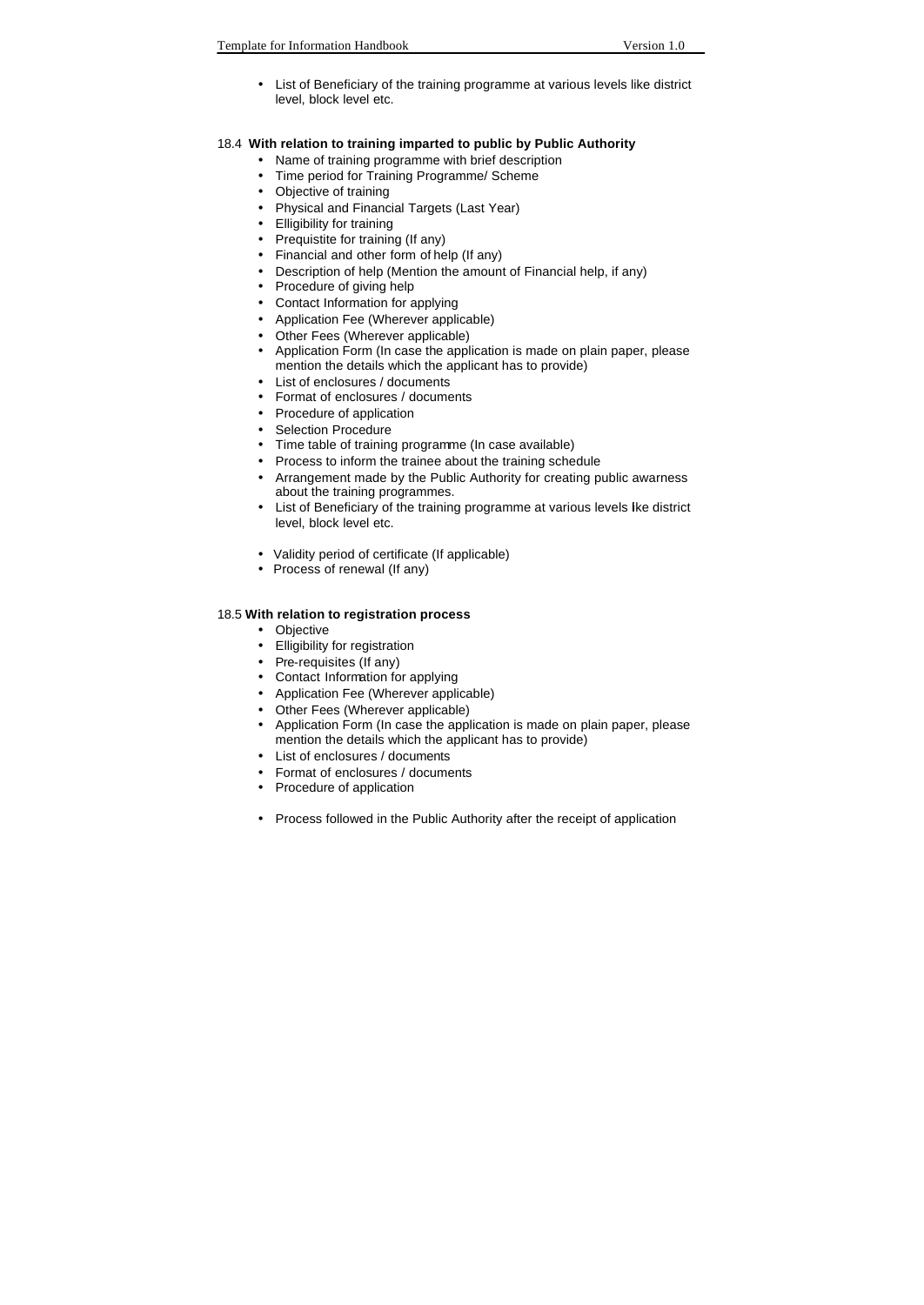- List of Beneficiary of the training programme at various levels like district level, block level etc.

### 18.4 With relation to training imparted to public by Public Authority

- Name of training programme with brief description
- Time period for Training Programme/ Scheme
- Objective of training
- Physical and Financial Targets (Last Year)
- Elligibility for training
- Prequistite for training (If any)
- Financial and other form of help (If any)
- Description of help (Mention the amount of Financial help, if any)
- Procedure of giving help
- Contact Information for applying
- Application Fee (Wherever applicable)
- Other Fees (Wherever applicable)
- Application Form (In case the application is made on plain paper, please mention the details which the applicant has to provide)
- List of enclosures / documents
- Format of enclosures / documents
- Procedure of application
- Selection Procedure
- Time table of training programme (In case available)
- Process to inform the trainee about the training schedule
- Arrangement made by the Public Authority for creating public awarness about the training programmes.
- List of Beneficiary of the training programme at various levels like district level, block level etc.

- Validity period of certificate (If applicable)
- Process of renewal (If any)

### 18.5 With relation to registration process

- Objective
- Elligibility for registration
- Pre-requisites (If any)
- Contact Information for applying
- Application Fee (Wherever applicable)
- Other Fees (Wherever applicable)
- Application Form (In case the application is made on plain paper, please mention the details which the applicant has to provide)
- List of enclosures / documents
- Format of enclosures / documents
- Procedure of application

- Process followed in the Public Authority after the receipt of application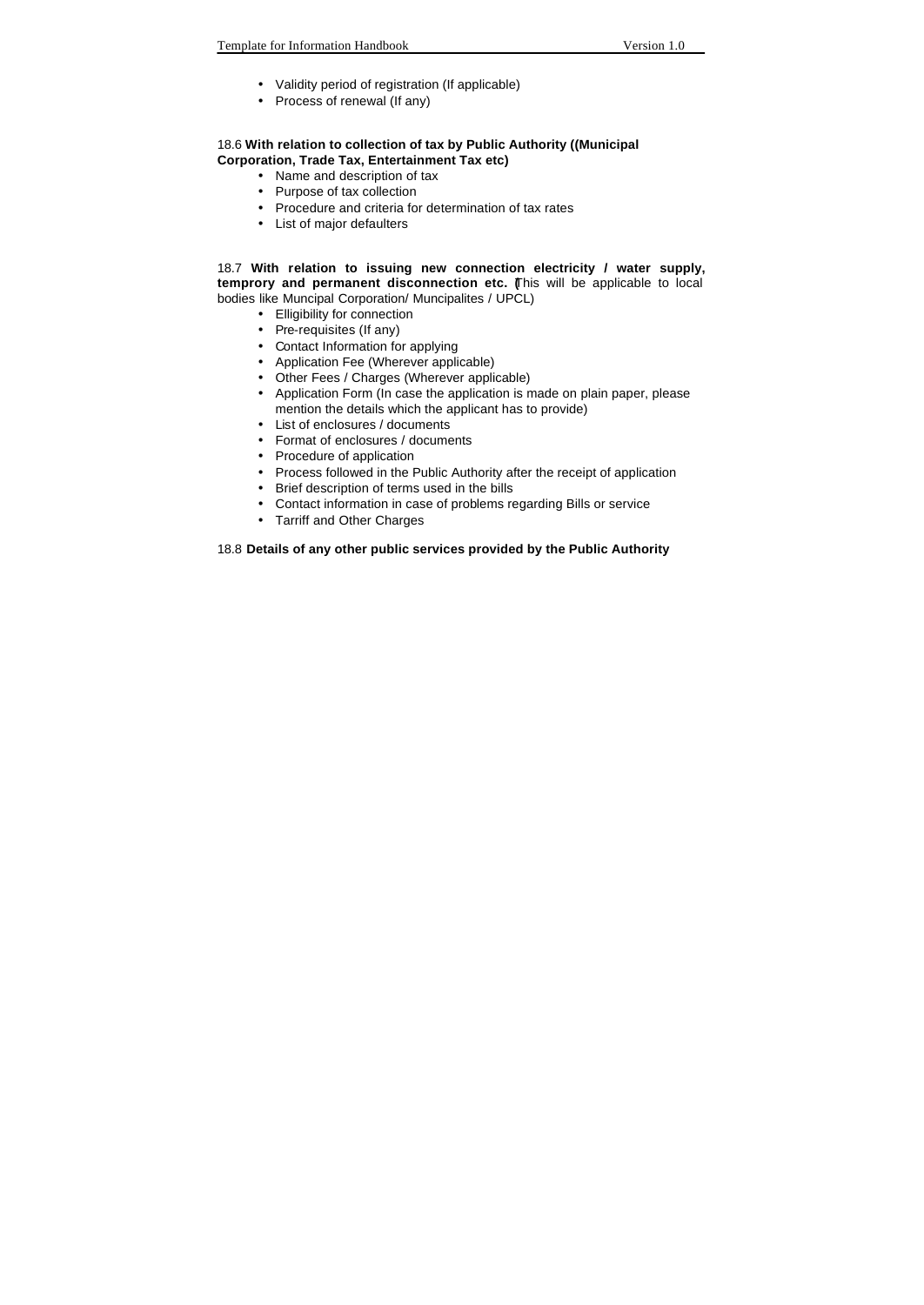- Validity period of registration (If applicable)
- Process of renewal (If any)

18.6 **With relation to collection of tax by Public Authority ((Municipal Corporation, Trade Tax, Entertainment Tax etc)**

- Name and description of tax
- Purpose of tax collection
- Procedure and criteria for determination of tax rates
- List of major defaulters

18.7 **With relation to issuing new connection electricity / water supply, temprory and permanent disconnection etc.** (This will be applicable to local bodies like Muncipal Corporation/ Muncipalites / UPCL)

- Elligibility for connection
- Pre-requisites (If any)
- Contact Information for applying
- Application Fee (Wherever applicable)
- Other Fees / Charges (Wherever applicable)
- Application Form (In case the application is made on plain paper, please mention the details which the applicant has to provide)
- List of enclosures / documents
- Format of enclosures / documents
- Procedure of application
- Process followed in the Public Authority after the receipt of application
- Brief description of terms used in the bills
- Contact information in case of problems regarding Bills or service
- Tarriff and Other Charges

18.8 **Details of any other public services provided by the Public Authority**